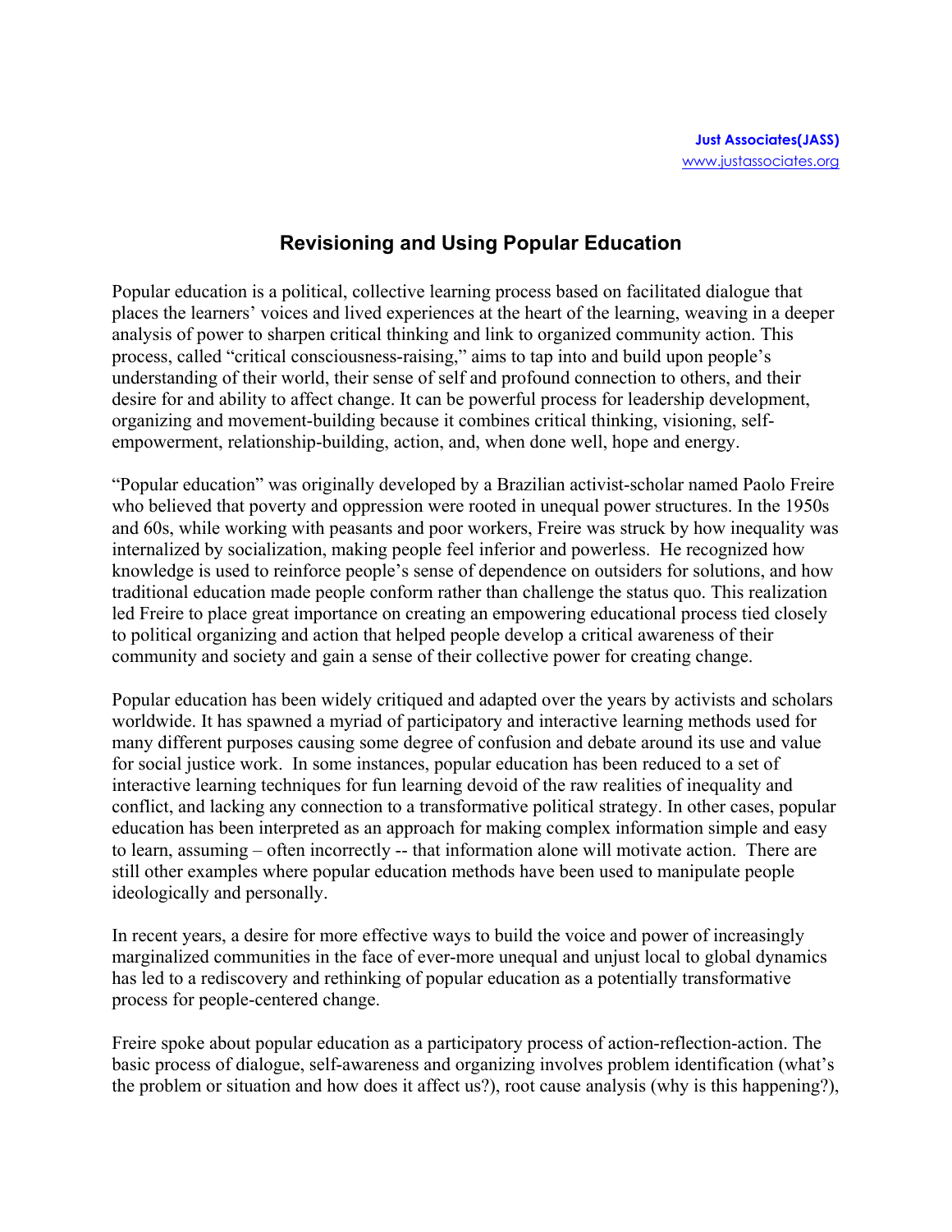**Just Associates(JASS)**
www.justassociates.org

# Revisioning and Using Popular Education

Popular education is a political, collective learning process based on facilitated dialogue that places the learners' voices and lived experiences at the heart of the learning, weaving in a deeper analysis of power to sharpen critical thinking and link to organized community action. This process, called "critical consciousness-raising," aims to tap into and build upon people's understanding of their world, their sense of self and profound connection to others, and their desire for and ability to affect change. It can be powerful process for leadership development, organizing and movement-building because it combines critical thinking, visioning, self-empowerment, relationship-building, action, and, when done well, hope and energy.

"Popular education" was originally developed by a Brazilian activist-scholar named Paolo Freire who believed that poverty and oppression were rooted in unequal power structures. In the 1950s and 60s, while working with peasants and poor workers, Freire was struck by how inequality was internalized by socialization, making people feel inferior and powerless. He recognized how knowledge is used to reinforce people's sense of dependence on outsiders for solutions, and how traditional education made people conform rather than challenge the status quo. This realization led Freire to place great importance on creating an empowering educational process tied closely to political organizing and action that helped people develop a critical awareness of their community and society and gain a sense of their collective power for creating change.

Popular education has been widely critiqued and adapted over the years by activists and scholars worldwide. It has spawned a myriad of participatory and interactive learning methods used for many different purposes causing some degree of confusion and debate around its use and value for social justice work. In some instances, popular education has been reduced to a set of interactive learning techniques for fun learning devoid of the raw realities of inequality and conflict, and lacking any connection to a transformative political strategy. In other cases, popular education has been interpreted as an approach for making complex information simple and easy to learn, assuming – often incorrectly -- that information alone will motivate action. There are still other examples where popular education methods have been used to manipulate people ideologically and personally.

In recent years, a desire for more effective ways to build the voice and power of increasingly marginalized communities in the face of ever-more unequal and unjust local to global dynamics has led to a rediscovery and rethinking of popular education as a potentially transformative process for people-centered change.

Freire spoke about popular education as a participatory process of action-reflection-action. The basic process of dialogue, self-awareness and organizing involves problem identification (what's the problem or situation and how does it affect us?), root cause analysis (why is this happening?),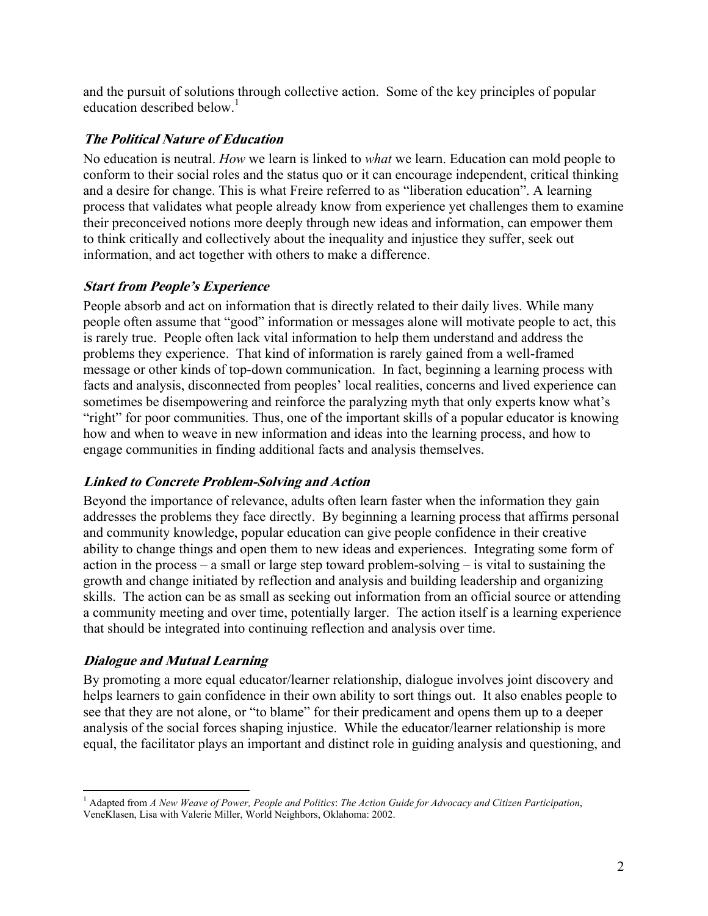and the pursuit of solutions through collective action. Some of the key principles of popular education described below.[1]

### *The Political Nature of Education*

No education is neutral. *How* we learn is linked to *what* we learn. Education can mold people to conform to their social roles and the status quo or it can encourage independent, critical thinking and a desire for change. This is what Freire referred to as "liberation education". A learning process that validates what people already know from experience yet challenges them to examine their preconceived notions more deeply through new ideas and information, can empower them to think critically and collectively about the inequality and injustice they suffer, seek out information, and act together with others to make a difference.

### *Start from People's Experience*

People absorb and act on information that is directly related to their daily lives. While many people often assume that "good" information or messages alone will motivate people to act, this is rarely true. People often lack vital information to help them understand and address the problems they experience. That kind of information is rarely gained from a well-framed message or other kinds of top-down communication. In fact, beginning a learning process with facts and analysis, disconnected from peoples' local realities, concerns and lived experience can sometimes be disempowering and reinforce the paralyzing myth that only experts know what's "right" for poor communities. Thus, one of the important skills of a popular educator is knowing how and when to weave in new information and ideas into the learning process, and how to engage communities in finding additional facts and analysis themselves.

### *Linked to Concrete Problem-Solving and Action*

Beyond the importance of relevance, adults often learn faster when the information they gain addresses the problems they face directly. By beginning a learning process that affirms personal and community knowledge, popular education can give people confidence in their creative ability to change things and open them to new ideas and experiences. Integrating some form of action in the process – a small or large step toward problem-solving – is vital to sustaining the growth and change initiated by reflection and analysis and building leadership and organizing skills. The action can be as small as seeking out information from an official source or attending a community meeting and over time, potentially larger. The action itself is a learning experience that should be integrated into continuing reflection and analysis over time.

### *Dialogue and Mutual Learning*

By promoting a more equal educator/learner relationship, dialogue involves joint discovery and helps learners to gain confidence in their own ability to sort things out. It also enables people to see that they are not alone, or "to blame" for their predicament and opens them up to a deeper analysis of the social forces shaping injustice. While the educator/learner relationship is more equal, the facilitator plays an important and distinct role in guiding analysis and questioning, and

---

[1] Adapted from *A New Weave of Power, People and Politics*: *The Action Guide for Advocacy and Citizen Participation*, VeneKlasen, Lisa with Valerie Miller, World Neighbors, Oklahoma: 2002.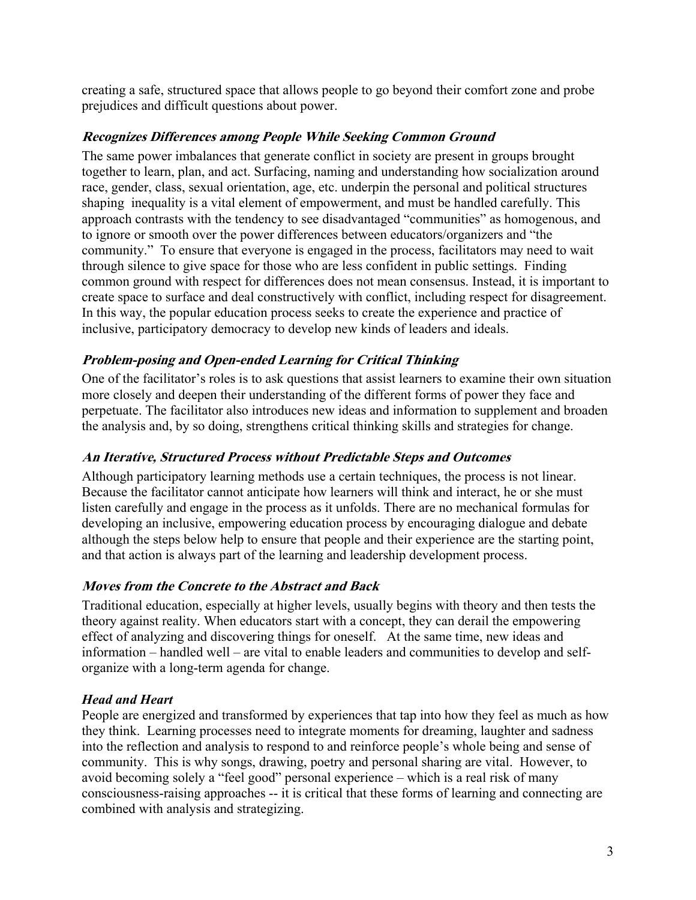creating a safe, structured space that allows people to go beyond their comfort zone and probe prejudices and difficult questions about power.

### *Recognizes Differences among People While Seeking Common Ground*

The same power imbalances that generate conflict in society are present in groups brought together to learn, plan, and act. Surfacing, naming and understanding how socialization around race, gender, class, sexual orientation, age, etc. underpin the personal and political structures shaping inequality is a vital element of empowerment, and must be handled carefully. This approach contrasts with the tendency to see disadvantaged "communities" as homogenous, and to ignore or smooth over the power differences between educators/organizers and "the community." To ensure that everyone is engaged in the process, facilitators may need to wait through silence to give space for those who are less confident in public settings. Finding common ground with respect for differences does not mean consensus. Instead, it is important to create space to surface and deal constructively with conflict, including respect for disagreement. In this way, the popular education process seeks to create the experience and practice of inclusive, participatory democracy to develop new kinds of leaders and ideals.

### *Problem-posing and Open-ended Learning for Critical Thinking*

One of the facilitator's roles is to ask questions that assist learners to examine their own situation more closely and deepen their understanding of the different forms of power they face and perpetuate. The facilitator also introduces new ideas and information to supplement and broaden the analysis and, by so doing, strengthens critical thinking skills and strategies for change.

### *An Iterative, Structured Process without Predictable Steps and Outcomes*

Although participatory learning methods use a certain techniques, the process is not linear. Because the facilitator cannot anticipate how learners will think and interact, he or she must listen carefully and engage in the process as it unfolds. There are no mechanical formulas for developing an inclusive, empowering education process by encouraging dialogue and debate although the steps below help to ensure that people and their experience are the starting point, and that action is always part of the learning and leadership development process.

### *Moves from the Concrete to the Abstract and Back*

Traditional education, especially at higher levels, usually begins with theory and then tests the theory against reality. When educators start with a concept, they can derail the empowering effect of analyzing and discovering things for oneself. At the same time, new ideas and information – handled well – are vital to enable leaders and communities to develop and self-organize with a long-term agenda for change.

### *Head and Heart*

People are energized and transformed by experiences that tap into how they feel as much as how they think. Learning processes need to integrate moments for dreaming, laughter and sadness into the reflection and analysis to respond to and reinforce people's whole being and sense of community. This is why songs, drawing, poetry and personal sharing are vital. However, to avoid becoming solely a "feel good" personal experience – which is a real risk of many consciousness-raising approaches -- it is critical that these forms of learning and connecting are combined with analysis and strategizing.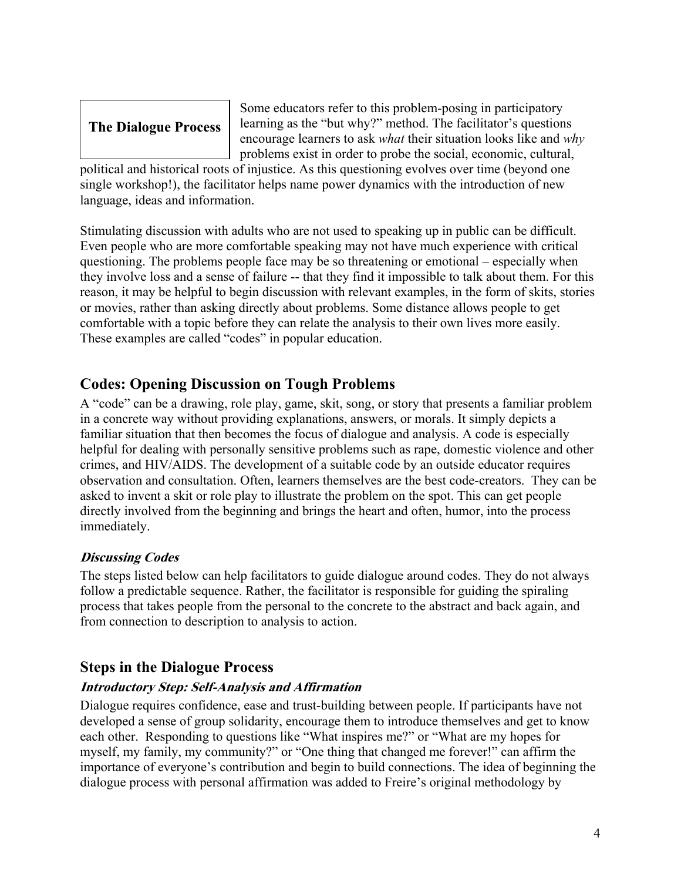**The Dialogue Process**

Some educators refer to this problem-posing in participatory learning as the "but why?" method. The facilitator's questions encourage learners to ask *what* their situation looks like and *why* problems exist in order to probe the social, economic, cultural, political and historical roots of injustice. As this questioning evolves over time (beyond one single workshop!), the facilitator helps name power dynamics with the introduction of new language, ideas and information.

Stimulating discussion with adults who are not used to speaking up in public can be difficult. Even people who are more comfortable speaking may not have much experience with critical questioning. The problems people face may be so threatening or emotional – especially when they involve loss and a sense of failure -- that they find it impossible to talk about them. For this reason, it may be helpful to begin discussion with relevant examples, in the form of skits, stories or movies, rather than asking directly about problems. Some distance allows people to get comfortable with a topic before they can relate the analysis to their own lives more easily. These examples are called "codes" in popular education.

## Codes: Opening Discussion on Tough Problems

A "code" can be a drawing, role play, game, skit, song, or story that presents a familiar problem in a concrete way without providing explanations, answers, or morals. It simply depicts a familiar situation that then becomes the focus of dialogue and analysis. A code is especially helpful for dealing with personally sensitive problems such as rape, domestic violence and other crimes, and HIV/AIDS. The development of a suitable code by an outside educator requires observation and consultation. Often, learners themselves are the best code-creators. They can be asked to invent a skit or role play to illustrate the problem on the spot. This can get people directly involved from the beginning and brings the heart and often, humor, into the process immediately.

### *Discussing Codes*

The steps listed below can help facilitators to guide dialogue around codes. They do not always follow a predictable sequence. Rather, the facilitator is responsible for guiding the spiraling process that takes people from the personal to the concrete to the abstract and back again, and from connection to description to analysis to action.

## Steps in the Dialogue Process

### *Introductory Step: Self-Analysis and Affirmation*

Dialogue requires confidence, ease and trust-building between people. If participants have not developed a sense of group solidarity, encourage them to introduce themselves and get to know each other. Responding to questions like "What inspires me?" or "What are my hopes for myself, my family, my community?" or "One thing that changed me forever!" can affirm the importance of everyone's contribution and begin to build connections. The idea of beginning the dialogue process with personal affirmation was added to Freire's original methodology by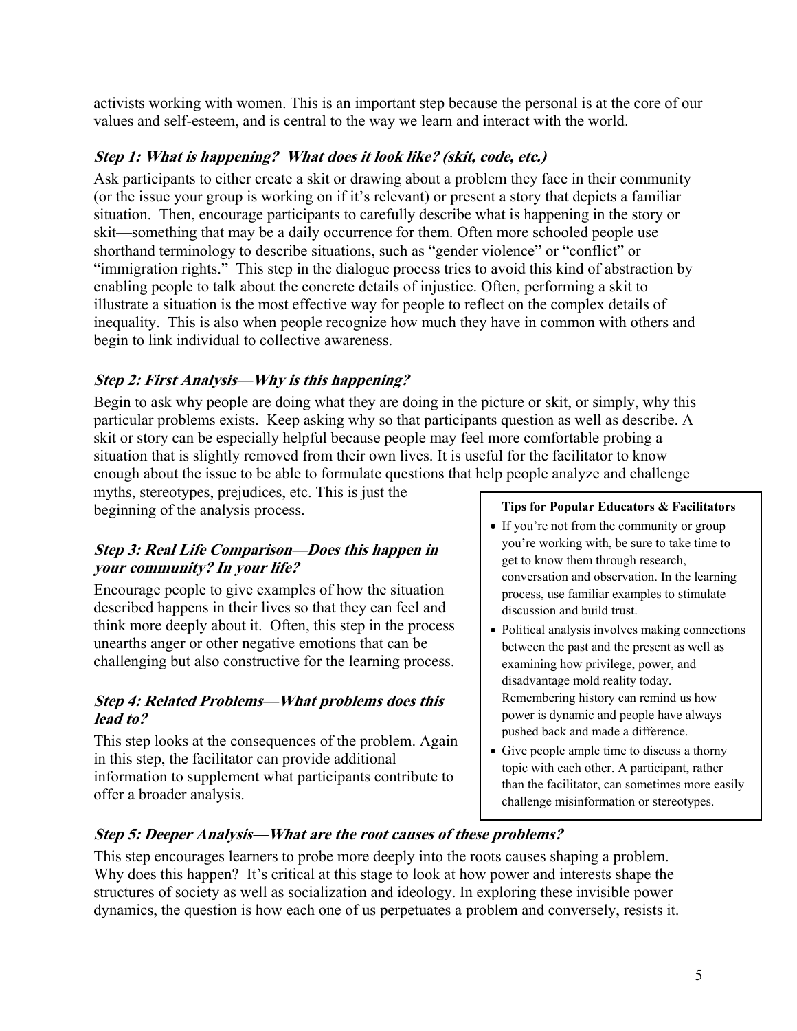activists working with women. This is an important step because the personal is at the core of our values and self-esteem, and is central to the way we learn and interact with the world.

### *Step 1: What is happening? What does it look like? (skit, code, etc.)*

Ask participants to either create a skit or drawing about a problem they face in their community (or the issue your group is working on if it's relevant) or present a story that depicts a familiar situation. Then, encourage participants to carefully describe what is happening in the story or skit—something that may be a daily occurrence for them. Often more schooled people use shorthand terminology to describe situations, such as "gender violence" or "conflict" or "immigration rights." This step in the dialogue process tries to avoid this kind of abstraction by enabling people to talk about the concrete details of injustice. Often, performing a skit to illustrate a situation is the most effective way for people to reflect on the complex details of inequality. This is also when people recognize how much they have in common with others and begin to link individual to collective awareness.

### *Step 2: First Analysis—Why is this happening?*

Begin to ask why people are doing what they are doing in the picture or skit, or simply, why this particular problems exists. Keep asking why so that participants question as well as describe. A skit or story can be especially helpful because people may feel more comfortable probing a situation that is slightly removed from their own lives. It is useful for the facilitator to know enough about the issue to be able to formulate questions that help people analyze and challenge myths, stereotypes, prejudices, etc. This is just the beginning of the analysis process.

### *Step 3: Real Life Comparison—Does this happen in your community? In your life?*

Encourage people to give examples of how the situation described happens in their lives so that they can feel and think more deeply about it. Often, this step in the process unearths anger or other negative emotions that can be challenging but also constructive for the learning process.

### *Step 4: Related Problems—What problems does this lead to?*

This step looks at the consequences of the problem. Again in this step, the facilitator can provide additional information to supplement what participants contribute to offer a broader analysis.

> **Tips for Popular Educators & Facilitators**
>
> - If you're not from the community or group you're working with, be sure to take time to get to know them through research, conversation and observation. In the learning process, use familiar examples to stimulate discussion and build trust.
> - Political analysis involves making connections between the past and the present as well as examining how privilege, power, and disadvantage mold reality today. Remembering history can remind us how power is dynamic and people have always pushed back and made a difference.
> - Give people ample time to discuss a thorny topic with each other. A participant, rather than the facilitator, can sometimes more easily challenge misinformation or stereotypes.

### *Step 5: Deeper Analysis—What are the root causes of these problems?*

This step encourages learners to probe more deeply into the roots causes shaping a problem. Why does this happen? It's critical at this stage to look at how power and interests shape the structures of society as well as socialization and ideology. In exploring these invisible power dynamics, the question is how each one of us perpetuates a problem and conversely, resists it.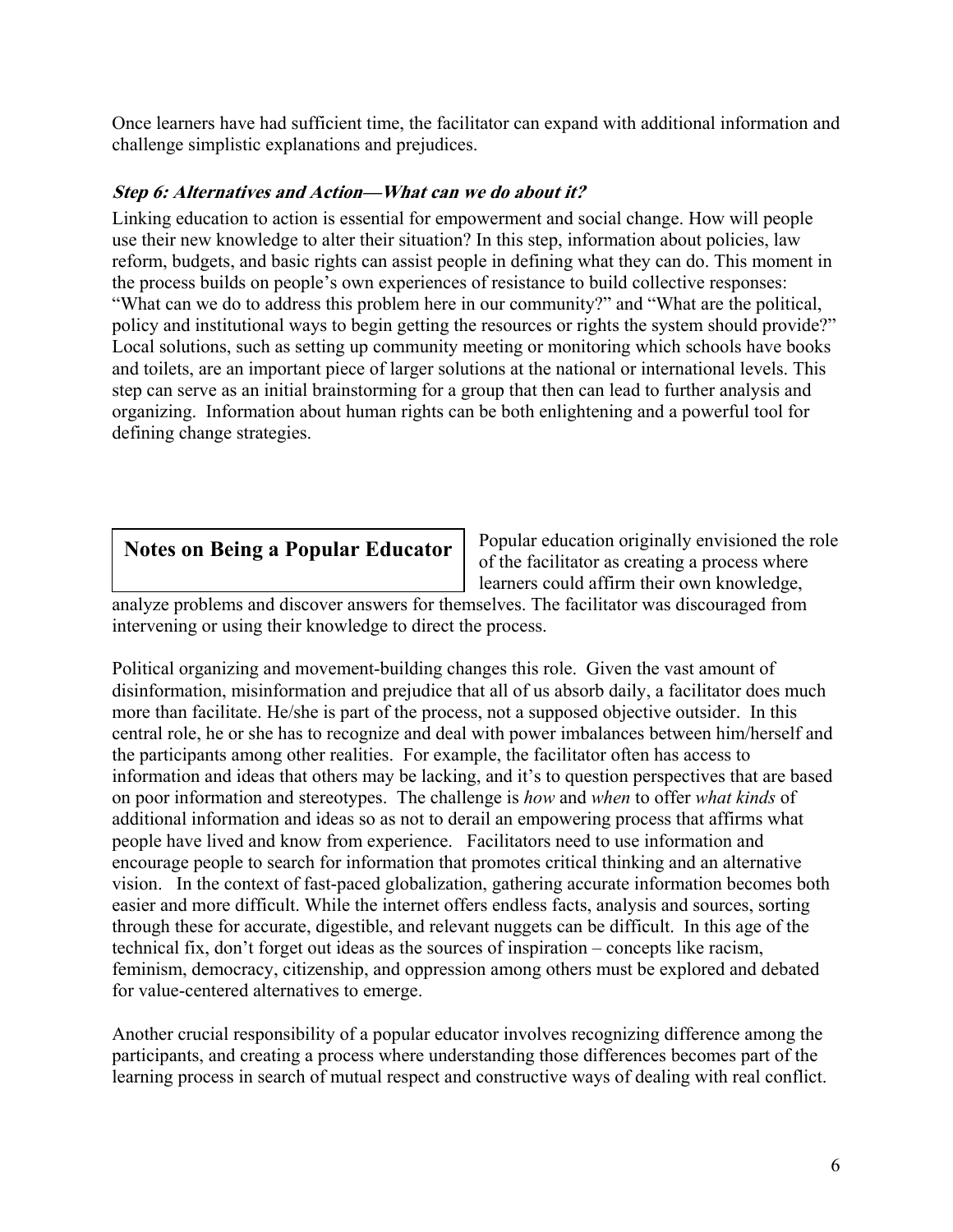Once learners have had sufficient time, the facilitator can expand with additional information and challenge simplistic explanations and prejudices.

### *Step 6: Alternatives and Action—What can we do about it?*

Linking education to action is essential for empowerment and social change. How will people use their new knowledge to alter their situation? In this step, information about policies, law reform, budgets, and basic rights can assist people in defining what they can do. This moment in the process builds on people's own experiences of resistance to build collective responses: "What can we do to address this problem here in our community?" and "What are the political, policy and institutional ways to begin getting the resources or rights the system should provide?" Local solutions, such as setting up community meeting or monitoring which schools have books and toilets, are an important piece of larger solutions at the national or international levels. This step can serve as an initial brainstorming for a group that then can lead to further analysis and organizing. Information about human rights can be both enlightening and a powerful tool for defining change strategies.

## Notes on Being a Popular Educator

Popular education originally envisioned the role of the facilitator as creating a process where learners could affirm their own knowledge, analyze problems and discover answers for themselves. The facilitator was discouraged from intervening or using their knowledge to direct the process.

Political organizing and movement-building changes this role. Given the vast amount of disinformation, misinformation and prejudice that all of us absorb daily, a facilitator does much more than facilitate. He/she is part of the process, not a supposed objective outsider. In this central role, he or she has to recognize and deal with power imbalances between him/herself and the participants among other realities. For example, the facilitator often has access to information and ideas that others may be lacking, and it's to question perspectives that are based on poor information and stereotypes. The challenge is *how* and *when* to offer *what kinds* of additional information and ideas so as not to derail an empowering process that affirms what people have lived and know from experience. Facilitators need to use information and encourage people to search for information that promotes critical thinking and an alternative vision. In the context of fast-paced globalization, gathering accurate information becomes both easier and more difficult. While the internet offers endless facts, analysis and sources, sorting through these for accurate, digestible, and relevant nuggets can be difficult. In this age of the technical fix, don't forget out ideas as the sources of inspiration – concepts like racism, feminism, democracy, citizenship, and oppression among others must be explored and debated for value-centered alternatives to emerge.

Another crucial responsibility of a popular educator involves recognizing difference among the participants, and creating a process where understanding those differences becomes part of the learning process in search of mutual respect and constructive ways of dealing with real conflict.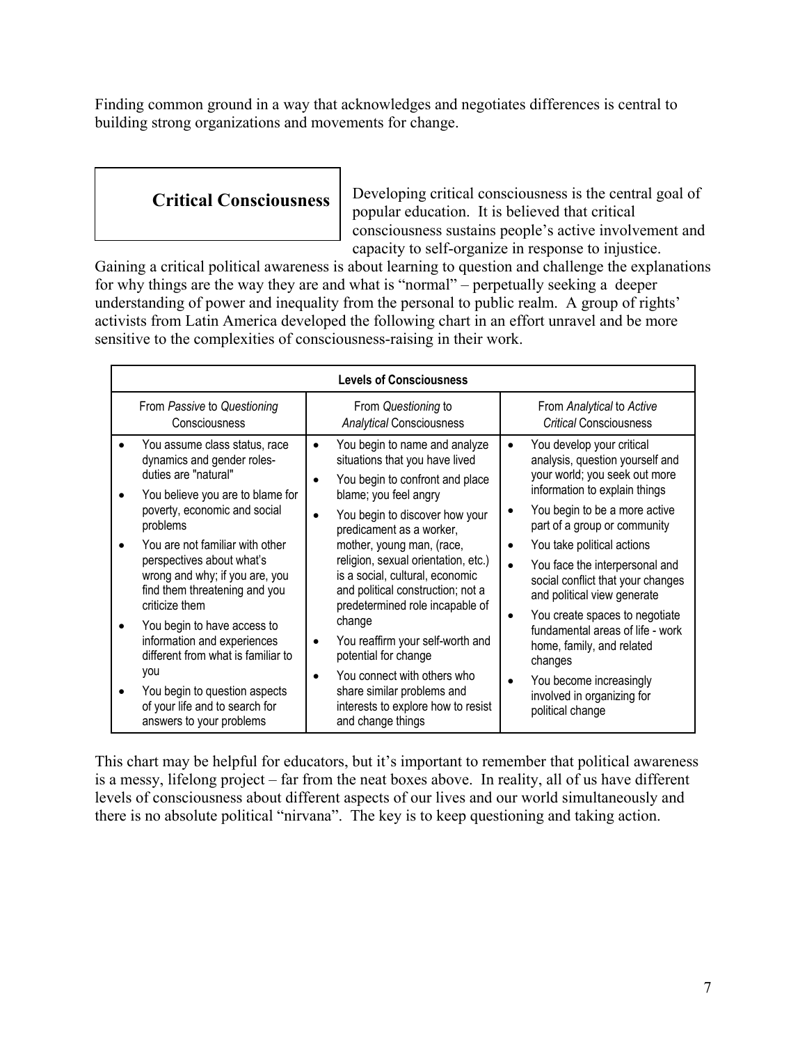Finding common ground in a way that acknowledges and negotiates differences is central to building strong organizations and movements for change.

## Critical Consciousness

Developing critical consciousness is the central goal of popular education. It is believed that critical consciousness sustains people's active involvement and capacity to self-organize in response to injustice. Gaining a critical political awareness is about learning to question and challenge the explanations for why things are the way they are and what is "normal" – perpetually seeking a deeper understanding of power and inequality from the personal to public realm. A group of rights' activists from Latin America developed the following chart in an effort unravel and be more sensitive to the complexities of consciousness-raising in their work.

| Levels of Consciousness | | |
|---|---|---|
| From *Passive* to *Questioning* Consciousness | From *Questioning* to *Analytical* Consciousness | From *Analytical* to *Active Critical* Consciousness |
| • You assume class status, race dynamics and gender roles-duties are "natural"<br>• You believe you are to blame for poverty, economic and social problems<br>• You are not familiar with other perspectives about what's wrong and why; if you are, you find them threatening and you criticize them<br>• You begin to have access to information and experiences different from what is familiar to you<br>• You begin to question aspects of your life and to search for answers to your problems | • You begin to name and analyze situations that you have lived<br>• You begin to confront and place blame; you feel angry<br>• You begin to discover how your predicament as a worker, mother, young man, (race, religion, sexual orientation, etc.) is a social, cultural, economic and political construction; not a predetermined role incapable of change<br>• You reaffirm your self-worth and potential for change<br>• You connect with others who share similar problems and interests to explore how to resist and change things | • You develop your critical analysis, question yourself and your world; you seek out more information to explain things<br>• You begin to be a more active part of a group or community<br>• You take political actions<br>• You face the interpersonal and social conflict that your changes and political view generate<br>• You create spaces to negotiate fundamental areas of life - work home, family, and related changes<br>• You become increasingly involved in organizing for political change |

This chart may be helpful for educators, but it's important to remember that political awareness is a messy, lifelong project – far from the neat boxes above. In reality, all of us have different levels of consciousness about different aspects of our lives and our world simultaneously and there is no absolute political "nirvana". The key is to keep questioning and taking action.